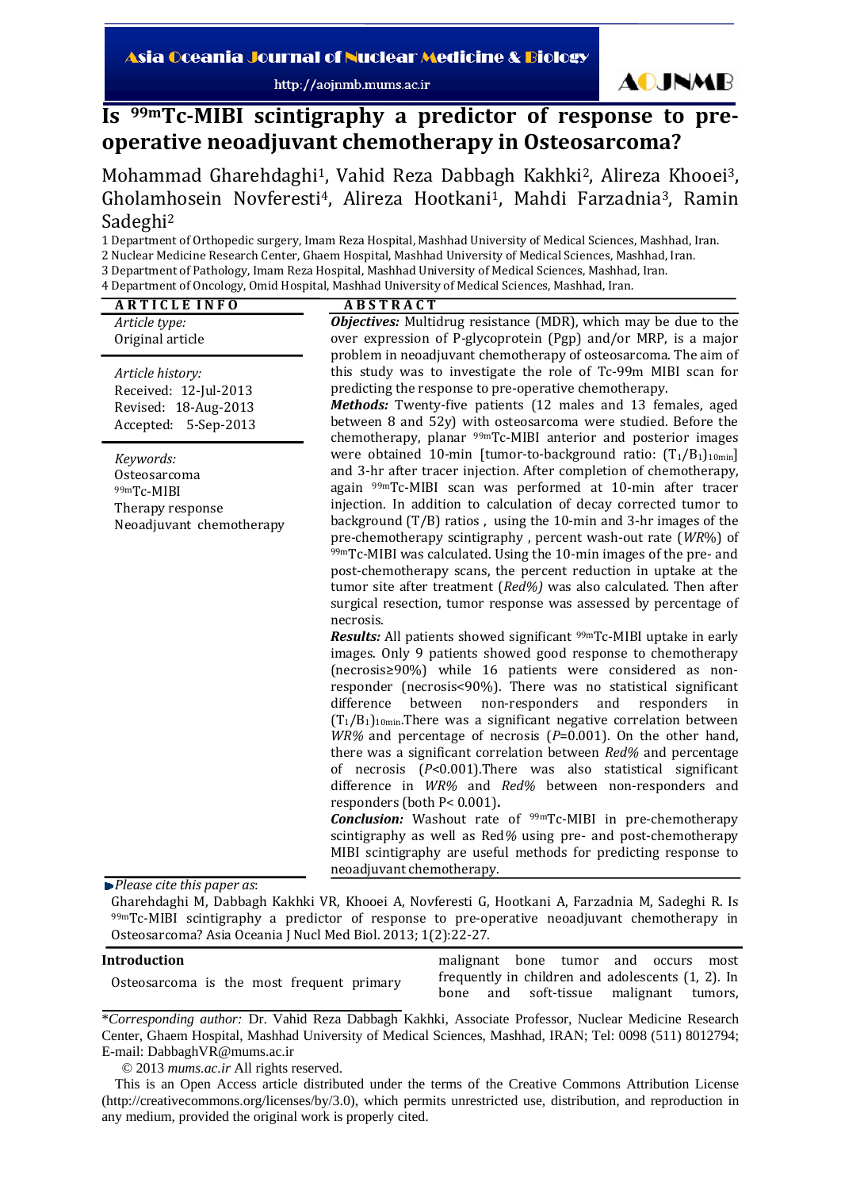# Is $^{99m}$Tc-MIBI scintigraphy a predictor of response to pre-operative neoadjuvant chemotherapy in Osteosarcoma?

Mohammad Gharehdaghi[1], Vahid Reza Dabbagh Kakhki[2], Alireza Khooei[3], Gholamhosein Novferesti[4], Alireza Hootkani[1], Mahdi Farzadnia[3], Ramin Sadeghi[2]

1 Department of Orthopedic surgery, Imam Reza Hospital, Mashhad University of Medical Sciences, Mashhad, Iran.
2 Nuclear Medicine Research Center, Ghaem Hospital, Mashhad University of Medical Sciences, Mashhad, Iran.
3 Department of Pathology, Imam Reza Hospital, Mashhad University of Medical Sciences, Mashhad, Iran.
4 Department of Oncology, Omid Hospital, Mashhad University of Medical Sciences, Mashhad, Iran.

**ARTICLE INFO**

*Article type:*
Original article

*Article history:*
Received: 12-Jul-2013
Revised: 18-Aug-2013
Accepted: 5-Sep-2013

*Keywords:*
Osteosarcoma
$^{99m}$Tc-MIBI
Therapy response
Neoadjuvant chemotherapy

**ABSTRACT**

***Objectives:*** Multidrug resistance (MDR), which may be due to the over expression of P-glycoprotein (Pgp) and/or MRP, is a major problem in neoadjuvant chemotherapy of osteosarcoma. The aim of this study was to investigate the role of Tc-99m MIBI scan for predicting the response to pre-operative chemotherapy.

***Methods:*** Twenty-five patients (12 males and 13 females, aged between 8 and 52y) with osteosarcoma were studied. Before the chemotherapy, planar $^{99m}$Tc-MIBI anterior and posterior images were obtained 10-min [tumor-to-background ratio: $(T_1/B_1)_{10min}$] and 3-hr after tracer injection. After completion of chemotherapy, again $^{99m}$Tc-MIBI scan was performed at 10-min after tracer injection. In addition to calculation of decay corrected tumor to background (T/B) ratios , using the 10-min and 3-hr images of the pre-chemotherapy scintigraphy , percent wash-out rate (*WR%*) of $^{99m}$Tc-MIBI was calculated. Using the 10-min images of the pre- and post-chemotherapy scans, the percent reduction in uptake at the tumor site after treatment (*Red%)* was also calculated. Then after surgical resection, tumor response was assessed by percentage of necrosis.

***Results:*** All patients showed significant $^{99m}$Tc-MIBI uptake in early images. Only 9 patients showed good response to chemotherapy (necrosis≥90%) while 16 patients were considered as non-responder (necrosis<90%). There was no statistical significant difference between non-responders and responders in $(T_1/B_1)_{10min}$.There was a significant negative correlation between *WR%* and percentage of necrosis (*P*=0.001). On the other hand, there was a significant correlation between *Red%* and percentage of necrosis (*P*<0.001).There was also statistical significant difference in *WR%* and *Red%* between non-responders and responders (both P< 0.001)**.**

***Conclusion:*** Washout rate of $^{99m}$Tc-MIBI in pre-chemotherapy scintigraphy as well as Red*%* using pre- and post-chemotherapy MIBI scintigraphy are useful methods for predicting response to neoadjuvant chemotherapy.

*Please cite this paper as*:
Gharehdaghi M, Dabbagh Kakhki VR, Khooei A, Novferesti G, Hootkani A, Farzadnia M, Sadeghi R. Is $^{99m}$Tc-MIBI scintigraphy a predictor of response to pre-operative neoadjuvant chemotherapy in Osteosarcoma? Asia Oceania J Nucl Med Biol. 2013; 1(2):22-27.

## Introduction

Osteosarcoma is the most frequent primary malignant bone tumor and occurs most frequently in children and adolescents (1, 2). In bone and soft-tissue malignant tumors,

*Corresponding author: Dr. Vahid Reza Dabbagh Kakhki, Associate Professor, Nuclear Medicine Research Center, Ghaem Hospital, Mashhad University of Medical Sciences, Mashhad, IRAN; Tel: 0098 (511) 8012794; E-mail: DabbaghVR@mums.ac.ir

© 2013 *mums.ac.ir* All rights reserved.

This is an Open Access article distributed under the terms of the Creative Commons Attribution License (http://creativecommons.org/licenses/by/3.0), which permits unrestricted use, distribution, and reproduction in any medium, provided the original work is properly cited.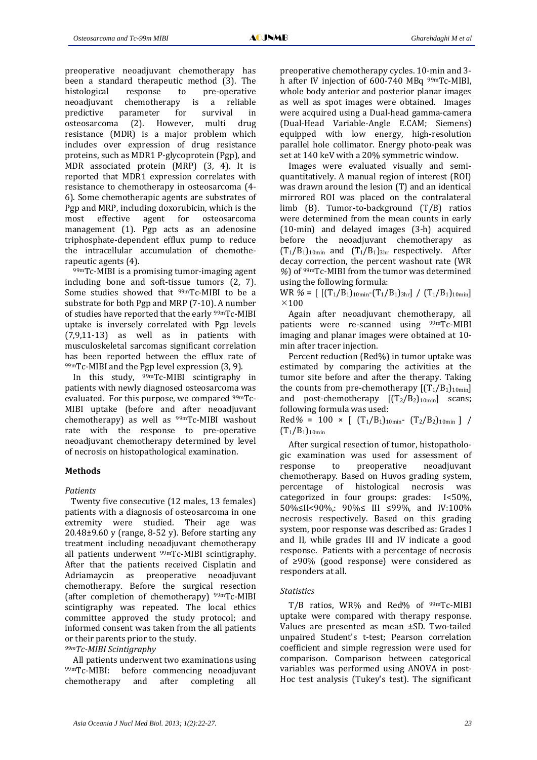preoperative neoadjuvant chemotherapy has been a standard therapeutic method (3). The histological response to pre-operative neoadjuvant chemotherapy is a reliable predictive parameter for survival in osteosarcoma (2). However, multi drug resistance (MDR) is a major problem which includes over expression of drug resistance proteins, such as MDR1 P-glycoprotein (Pgp), and MDR associated protein (MRP) (3, 4). It is reported that MDR1 expression correlates with resistance to chemotherapy in osteosarcoma (4-6). Some chemotherapic agents are substrates of Pgp and MRP, including doxorubicin, which is the most effective agent for osteosarcoma management (1). Pgp acts as an adenosine triphosphate-dependent efflux pump to reduce the intracellular accumulation of chemotherapeutic agents (4).

$^{99m}$Tc-MIBI is a promising tumor-imaging agent including bone and soft-tissue tumors (2, 7). Some studies showed that $^{99m}$Tc-MIBI to be a substrate for both Pgp and MRP (7-10). A number of studies have reported that the early $^{99m}$Tc-MIBI uptake is inversely correlated with Pgp levels (7,9,11-13) as well as in patients with musculoskeletal sarcomas significant correlation has been reported between the efflux rate of $^{99m}$Tc-MIBI and the Pgp level expression (3, 9).

In this study, $^{99m}$Tc-MIBI scintigraphy in patients with newly diagnosed osteosarcoma was evaluated. For this purpose, we compared $^{99m}$Tc-MIBI uptake (before and after neoadjuvant chemotherapy) as well as $^{99m}$Tc-MIBI washout rate with the response to pre-operative neoadjuvant chemotherapy determined by level of necrosis on histopathological examination.

## Methods

### *Patients*

Twenty five consecutive (12 males, 13 females) patients with a diagnosis of osteosarcoma in one extremity were studied. Their age was 20.48±9.60 y (range, 8-52 y). Before starting any treatment including neoadjuvant chemotherapy all patients underwent $^{99m}$Tc-MIBI scintigraphy. After that the patients received Cisplatin and Adriamycin as preoperative neoadjuvant chemotherapy. Before the surgical resection (after completion of chemotherapy) $^{99m}$Tc-MIBI scintigraphy was repeated. The local ethics committee approved the study protocol; and informed consent was taken from the all patients or their parents prior to the study.

### *$^{99m}$Tc-MIBI Scintigraphy*

All patients underwent two examinations using $^{99m}$Tc-MIBI: before commencing neoadjuvant chemotherapy and after completing all preoperative chemotherapy cycles. 10-min and 3-h after IV injection of 600-740 MBq $^{99m}$Tc-MIBI, whole body anterior and posterior planar images as well as spot images were obtained. Images were acquired using a Dual-head gamma-camera (Dual-Head Variable-Angle E.CAM; Siemens) equipped with low energy, high-resolution parallel hole collimator. Energy photo-peak was set at 140 keV with a 20% symmetric window.

Images were evaluated visually and semi-quantitatively. A manual region of interest (ROI) was drawn around the lesion (T) and an identical mirrored ROI was placed on the contralateral limb (B). Tumor-to-background (T/B) ratios were determined from the mean counts in early (10-min) and delayed images (3-h) acquired before the neoadjuvant chemotherapy as $(T_1/B_1)_{10min}$ and $(T_1/B_1)_{3hr}$ respectively. After decay correction, the percent washout rate (WR %) of $^{99m}$Tc-MIBI from the tumor was determined using the following formula:

$$WR\ \% = [\,[(T_1/B_1)_{10min}-(T_1/B_1)_{3hr}]\ /\ (T_1/B_1)_{10min}] \times 100$$

Again after neoadjuvant chemotherapy, all patients were re-scanned using $^{99m}$Tc-MIBI imaging and planar images were obtained at 10-min after tracer injection.

Percent reduction (Red%) in tumor uptake was estimated by comparing the activities at the tumor site before and after the therapy. Taking the counts from pre-chemotherapy $[(T_1/B_1)_{10min}]$ and post-chemotherapy $[(T_2/B_2)_{10min}]$ scans; following formula was used:

$$Red\% = 100 \times [\ (T_1/B_1)_{10min} - (T_2/B_2)_{10min}\ ]\ /\ (T_1/B_1)_{10min}$$

After surgical resection of tumor, histopathologic examination was used for assessment of response to preoperative neoadjuvant chemotherapy. Based on Huvos grading system, percentage of histological necrosis was categorized in four groups: grades: I<50%, 50%≤II<90%,: 90%≤ III ≤99%, and IV:100% necrosis respectively. Based on this grading system, poor response was described as: Grades I and II, while grades III and IV indicate a good response. Patients with a percentage of necrosis of ≥90% (good response) were considered as responders at all.

### *Statistics*

T/B ratios, WR% and Red% of $^{99m}$Tc-MIBI uptake were compared with therapy response. Values are presented as mean ±SD. Two-tailed unpaired Student's t-test; Pearson correlation coefficient and simple regression were used for comparison. Comparison between categorical variables was performed using ANOVA in post-Hoc test analysis (Tukey's test). The significant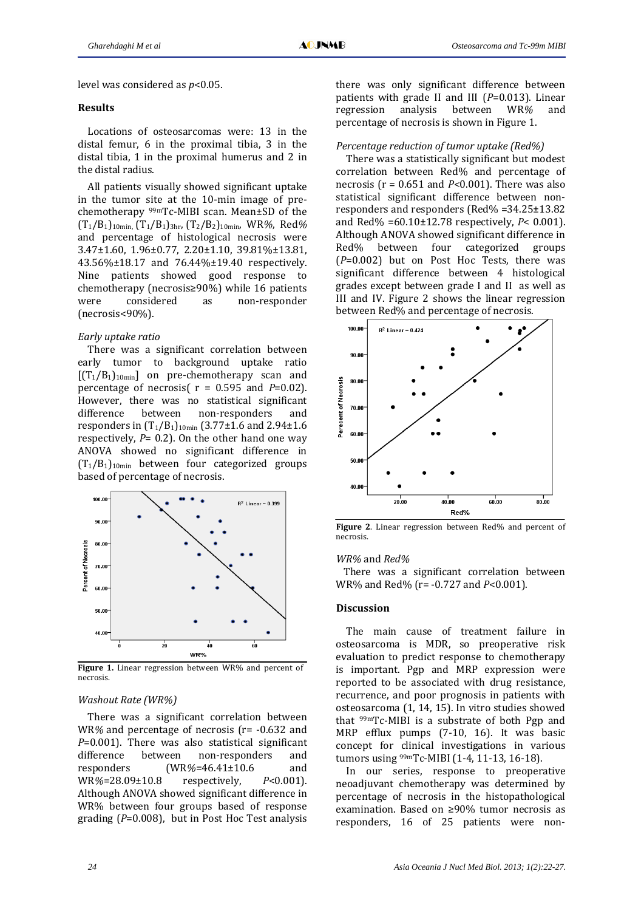level was considered as $p<0.05$.

## Results

Locations of osteosarcomas were: 13 in the distal femur, 6 in the proximal tibia, 3 in the distal tibia, 1 in the proximal humerus and 2 in the distal radius.

All patients visually showed significant uptake in the tumor site at the 10-min image of pre-chemotherapy $^{99m}$Tc-MIBI scan. Mean±SD of the $(T_1/B_1)_{10min}$, $(T_1/B_1)_{3hr}$, $(T_2/B_2)_{10min}$, WR%, Red% and percentage of histological necrosis were 3.47±1.60, 1.96±0.77, 2.20±1.10, 39.81%±13.81, 43.56%±18.17 and 76.44%±19.40 respectively. Nine patients showed good response to chemotherapy (necrosis≥90%) while 16 patients were considered as non-responder (necrosis<90%).

### *Early uptake ratio*

There was a significant correlation between early tumor to background uptake ratio $[(T_1/B_1)_{10min}]$ on pre-chemotherapy scan and percentage of necrosis( r = 0.595 and $P$=0.02). However, there was no statistical significant difference between non-responders and responders in $(T_1/B_1)_{10min}$ (3.77±1.6 and 2.94±1.6 respectively, $P$= 0.2). On the other hand one way ANOVA showed no significant difference in $(T_1/B_1)_{10min}$ between four categorized groups based of percentage of necrosis.

**Figure 1.** Linear regression between WR% and percent of necrosis.

### *Washout Rate (WR%)*

There was a significant correlation between WR% and percentage of necrosis (r= -0.632 and $P$=0.001). There was also statistical significant difference between non-responders and responders (WR%=46.41±10.6 and WR%=28.09±10.8 respectively, $P$<0.001). Although ANOVA showed significant difference in WR% between four groups based of response grading ($P$=0.008), but in Post Hoc Test analysis there was only significant difference between patients with grade II and III ($P$=0.013). Linear regression analysis between WR% and percentage of necrosis is shown in Figure 1.

### *Percentage reduction of tumor uptake (Red%)*

There was a statistically significant but modest correlation between Red% and percentage of necrosis (r = 0.651 and $P$<0.001). There was also statistical significant difference between non-responders and responders (Red% =34.25±13.82 and Red% =60.10±12.78 respectively, $P$< 0.001). Although ANOVA showed significant difference in Red% between four categorized groups ($P$=0.002) but on Post Hoc Tests, there was significant difference between 4 histological grades except between grade I and II as well as III and IV. Figure 2 shows the linear regression between Red% and percentage of necrosis.

**Figure 2**. Linear regression between Red% and percent of necrosis.

### *WR% and Red%*

There was a significant correlation between WR% and Red% (r= -0.727 and $P$<0.001).

## Discussion

The main cause of treatment failure in osteosarcoma is MDR, so preoperative risk evaluation to predict response to chemotherapy is important. Pgp and MRP expression were reported to be associated with drug resistance, recurrence, and poor prognosis in patients with osteosarcoma (1, 14, 15). In vitro studies showed that $^{99m}$Tc-MIBI is a substrate of both Pgp and MRP efflux pumps (7-10, 16). It was basic concept for clinical investigations in various tumors using $^{99m}$Tc-MIBI (1-4, 11-13, 16-18).

In our series, response to preoperative neoadjuvant chemotherapy was determined by percentage of necrosis in the histopathological examination. Based on ≥90% tumor necrosis as responders, 16 of 25 patients were non-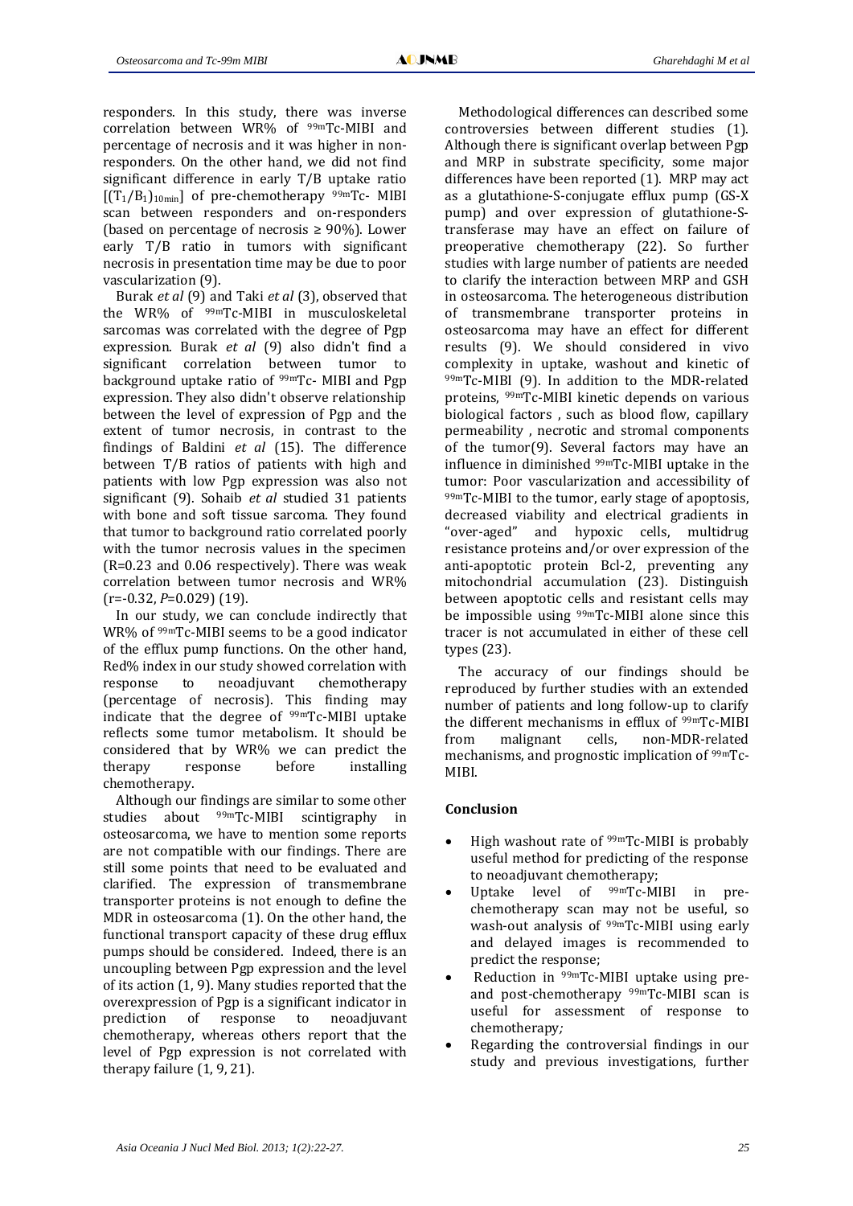responders. In this study, there was inverse correlation between WR% of $^{99m}$Tc-MIBI and percentage of necrosis and it was higher in non-responders. On the other hand, we did not find significant difference in early T/B uptake ratio $[(T_1/B_1)_{10min}]$ of pre-chemotherapy $^{99m}$Tc- MIBI scan between responders and on-responders (based on percentage of necrosis ≥ 90%). Lower early T/B ratio in tumors with significant necrosis in presentation time may be due to poor vascularization (9).

Burak *et al* (9) and Taki *et al* (3), observed that the WR% of $^{99m}$Tc-MIBI in musculoskeletal sarcomas was correlated with the degree of Pgp expression. Burak *et al* (9) also didn't find a significant correlation between tumor to background uptake ratio of $^{99m}$Tc- MIBI and Pgp expression. They also didn't observe relationship between the level of expression of Pgp and the extent of tumor necrosis, in contrast to the findings of Baldini *et al* (15). The difference between T/B ratios of patients with high and patients with low Pgp expression was also not significant (9). Sohaib *et al* studied 31 patients with bone and soft tissue sarcoma. They found that tumor to background ratio correlated poorly with the tumor necrosis values in the specimen (R=0.23 and 0.06 respectively). There was weak correlation between tumor necrosis and WR% (r=-0.32, *P*=0.029) (19).

In our study, we can conclude indirectly that WR% of $^{99m}$Tc-MIBI seems to be a good indicator of the efflux pump functions. On the other hand, Red% index in our study showed correlation with response to neoadjuvant chemotherapy (percentage of necrosis). This finding may indicate that the degree of $^{99m}$Tc-MIBI uptake reflects some tumor metabolism. It should be considered that by WR% we can predict the therapy response before installing chemotherapy.

Although our findings are similar to some other studies about $^{99m}$Tc-MIBI scintigraphy in osteosarcoma, we have to mention some reports are not compatible with our findings. There are still some points that need to be evaluated and clarified. The expression of transmembrane transporter proteins is not enough to define the MDR in osteosarcoma (1). On the other hand, the functional transport capacity of these drug efflux pumps should be considered. Indeed, there is an uncoupling between Pgp expression and the level of its action (1, 9). Many studies reported that the overexpression of Pgp is a significant indicator in prediction of response to neoadjuvant chemotherapy, whereas others report that the level of Pgp expression is not correlated with therapy failure (1, 9, 21).

Methodological differences can described some controversies between different studies (1). Although there is significant overlap between Pgp and MRP in substrate specificity, some major differences have been reported (1). MRP may act as a glutathione-S-conjugate efflux pump (GS-X pump) and over expression of glutathione-S-transferase may have an effect on failure of preoperative chemotherapy (22). So further studies with large number of patients are needed to clarify the interaction between MRP and GSH in osteosarcoma. The heterogeneous distribution of transmembrane transporter proteins in osteosarcoma may have an effect for different results (9). We should considered in vivo complexity in uptake, washout and kinetic of $^{99m}$Tc-MIBI (9). In addition to the MDR-related proteins, $^{99m}$Tc-MIBI kinetic depends on various biological factors , such as blood flow, capillary permeability , necrotic and stromal components of the tumor(9). Several factors may have an influence in diminished $^{99m}$Tc-MIBI uptake in the tumor: Poor vascularization and accessibility of $^{99m}$Tc-MIBI to the tumor, early stage of apoptosis, decreased viability and electrical gradients in "over-aged" and hypoxic cells, multidrug resistance proteins and/or over expression of the anti-apoptotic protein Bcl-2, preventing any mitochondrial accumulation (23). Distinguish between apoptotic cells and resistant cells may be impossible using $^{99m}$Tc-MIBI alone since this tracer is not accumulated in either of these cell types (23).

The accuracy of our findings should be reproduced by further studies with an extended number of patients and long follow-up to clarify the different mechanisms in efflux of $^{99m}$Tc-MIBI from malignant cells, non-MDR-related mechanisms, and prognostic implication of $^{99m}$Tc-MIBI.

## Conclusion

- High washout rate of $^{99m}$Tc-MIBI is probably useful method for predicting of the response to neoadjuvant chemotherapy;
- Uptake level of $^{99m}$Tc-MIBI in pre-chemotherapy scan may not be useful, so wash-out analysis of $^{99m}$Tc-MIBI using early and delayed images is recommended to predict the response;
- Reduction in $^{99m}$Tc-MIBI uptake using pre- and post-chemotherapy $^{99m}$Tc-MIBI scan is useful for assessment of response to chemotherapy*;*
- Regarding the controversial findings in our study and previous investigations, further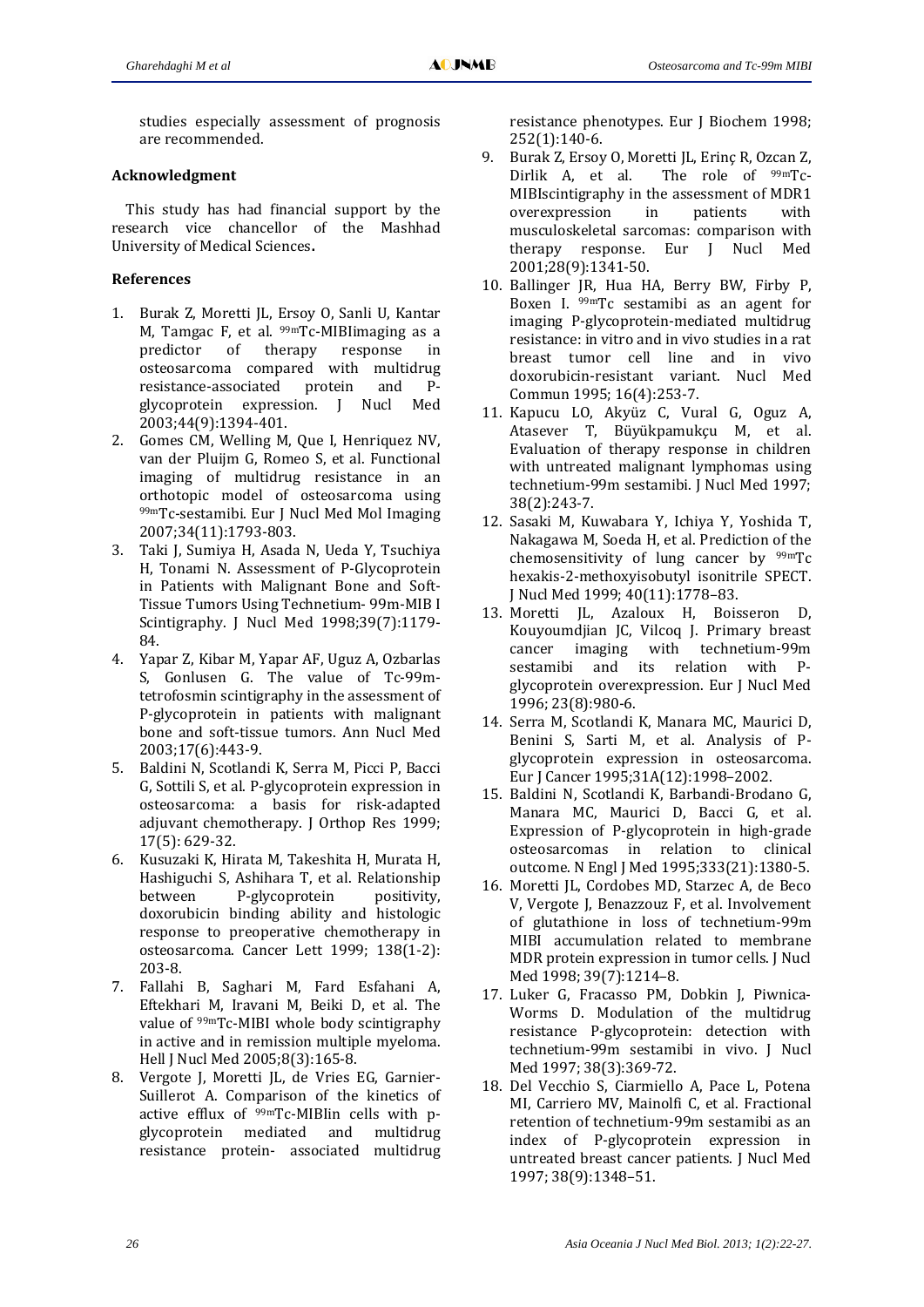studies especially assessment of prognosis are recommended.

## Acknowledgment

This study has had financial support by the research vice chancellor of the Mashhad University of Medical Sciences.

## References

1. Burak Z, Moretti JL, Ersoy O, Sanli U, Kantar M, Tamgac F, et al. $^{99m}$Tc-MIBIimaging as a predictor of therapy response in osteosarcoma compared with multidrug resistance-associated protein and P-glycoprotein expression. J Nucl Med 2003;44(9):1394-401.
2. Gomes CM, Welling M, Que I, Henriquez NV, van der Pluijm G, Romeo S, et al. Functional imaging of multidrug resistance in an orthotopic model of osteosarcoma using $^{99m}$Tc-sestamibi. Eur J Nucl Med Mol Imaging 2007;34(11):1793-803.
3. Taki J, Sumiya H, Asada N, Ueda Y, Tsuchiya H, Tonami N. Assessment of P-Glycoprotein in Patients with Malignant Bone and Soft-Tissue Tumors Using Technetium- 99m-MIB I Scintigraphy. J Nucl Med 1998;39(7):1179-84.
4. Yapar Z, Kibar M, Yapar AF, Uguz A, Ozbarlas S, Gonlusen G. The value of Tc-99m-tetrofosmin scintigraphy in the assessment of P-glycoprotein in patients with malignant bone and soft-tissue tumors. Ann Nucl Med 2003;17(6):443-9.
5. Baldini N, Scotlandi K, Serra M, Picci P, Bacci G, Sottili S, et al. P-glycoprotein expression in osteosarcoma: a basis for risk-adapted adjuvant chemotherapy. J Orthop Res 1999; 17(5): 629-32.
6. Kusuzaki K, Hirata M, Takeshita H, Murata H, Hashiguchi S, Ashihara T, et al. Relationship between P-glycoprotein positivity, doxorubicin binding ability and histologic response to preoperative chemotherapy in osteosarcoma. Cancer Lett 1999; 138(1-2): 203-8.
7. Fallahi B, Saghari M, Fard Esfahani A, Eftekhari M, Iravani M, Beiki D, et al. The value of $^{99m}$Tc-MIBI whole body scintigraphy in active and in remission multiple myeloma. Hell J Nucl Med 2005;8(3):165-8.
8. Vergote J, Moretti JL, de Vries EG, Garnier-Suillerot A. Comparison of the kinetics of active efflux of $^{99m}$Tc-MIBIin cells with p-glycoprotein mediated and multidrug resistance protein- associated multidrug resistance phenotypes. Eur J Biochem 1998; 252(1):140-6.
9. Burak Z, Ersoy O, Moretti JL, Erinç R, Ozcan Z, Dirlik A, et al. The role of $^{99m}$Tc-MIBIscintigraphy in the assessment of MDR1 overexpression in patients with musculoskeletal sarcomas: comparison with therapy response. Eur J Nucl Med 2001;28(9):1341-50.
10. Ballinger JR, Hua HA, Berry BW, Firby P, Boxen I. $^{99m}$Tc sestamibi as an agent for imaging P-glycoprotein-mediated multidrug resistance: in vitro and in vivo studies in a rat breast tumor cell line and in vivo doxorubicin-resistant variant. Nucl Med Commun 1995; 16(4):253-7.
11. Kapucu LO, Akyüz C, Vural G, Oguz A, Atasever T, Büyükpamukçu M, et al. Evaluation of therapy response in children with untreated malignant lymphomas using technetium-99m sestamibi. J Nucl Med 1997; 38(2):243-7.
12. Sasaki M, Kuwabara Y, Ichiya Y, Yoshida T, Nakagawa M, Soeda H, et al. Prediction of the chemosensitivity of lung cancer by $^{99m}$Tc hexakis-2-methoxyisobutyl isonitrile SPECT. J Nucl Med 1999; 40(11):1778–83.
13. Moretti JL, Azaloux H, Boisseron D, Kouyoumdjian JC, Vilcoq J. Primary breast cancer imaging with technetium-99m sestamibi and its relation with P-glycoprotein overexpression. Eur J Nucl Med 1996; 23(8):980-6.
14. Serra M, Scotlandi K, Manara MC, Maurici D, Benini S, Sarti M, et al. Analysis of P-glycoprotein expression in osteosarcoma. Eur J Cancer 1995;31A(12):1998–2002.
15. Baldini N, Scotlandi K, Barbandi-Brodano G, Manara MC, Maurici D, Bacci G, et al. Expression of P-glycoprotein in high-grade osteosarcomas in relation to clinical outcome. N Engl J Med 1995;333(21):1380-5.
16. Moretti JL, Cordobes MD, Starzec A, de Beco V, Vergote J, Benazzouz F, et al. Involvement of glutathione in loss of technetium-99m MIBI accumulation related to membrane MDR protein expression in tumor cells. J Nucl Med 1998; 39(7):1214–8.
17. Luker G, Fracasso PM, Dobkin J, Piwnica-Worms D. Modulation of the multidrug resistance P-glycoprotein: detection with technetium-99m sestamibi in vivo. J Nucl Med 1997; 38(3):369-72.
18. Del Vecchio S, Ciarmiello A, Pace L, Potena MI, Carriero MV, Mainolfi C, et al. Fractional retention of technetium-99m sestamibi as an index of P-glycoprotein expression in untreated breast cancer patients. J Nucl Med 1997; 38(9):1348–51.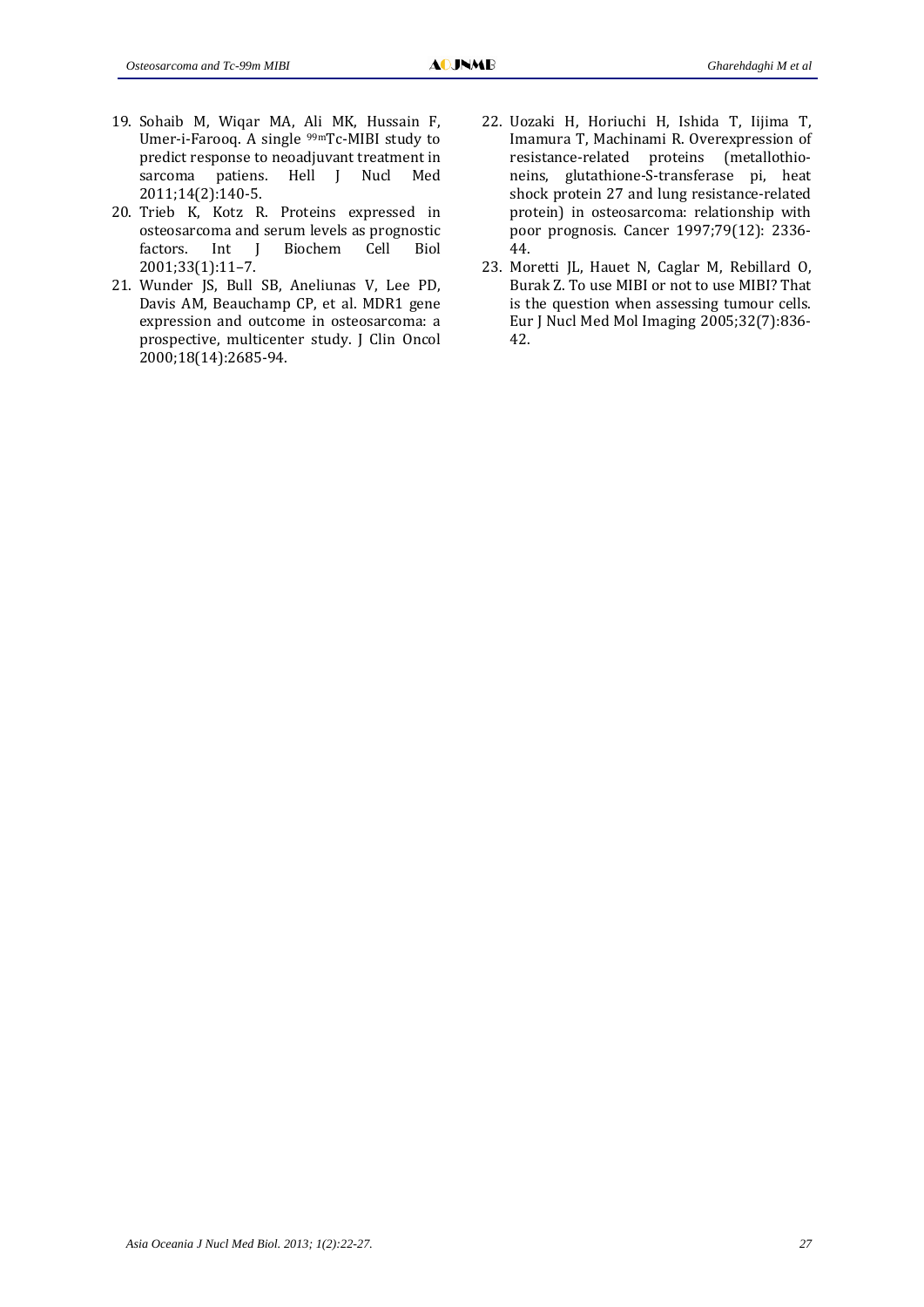19. Sohaib M, Wiqar MA, Ali MK, Hussain F, Umer-i-Farooq. A single $^{99m}$Tc-MIBI study to predict response to neoadjuvant treatment in sarcoma patiens. Hell J Nucl Med 2011;14(2):140-5.
20. Trieb K, Kotz R. Proteins expressed in osteosarcoma and serum levels as prognostic factors. Int J Biochem Cell Biol 2001;33(1):11–7.
21. Wunder JS, Bull SB, Aneliunas V, Lee PD, Davis AM, Beauchamp CP, et al. MDR1 gene expression and outcome in osteosarcoma: a prospective, multicenter study. J Clin Oncol 2000;18(14):2685-94.
22. Uozaki H, Horiuchi H, Ishida T, Iijima T, Imamura T, Machinami R. Overexpression of resistance-related proteins (metallothioneins, glutathione-S-transferase pi, heat shock protein 27 and lung resistance-related protein) in osteosarcoma: relationship with poor prognosis. Cancer 1997;79(12): 2336-44.
23. Moretti JL, Hauet N, Caglar M, Rebillard O, Burak Z. To use MIBI or not to use MIBI? That is the question when assessing tumour cells. Eur J Nucl Med Mol Imaging 2005;32(7):836-42.